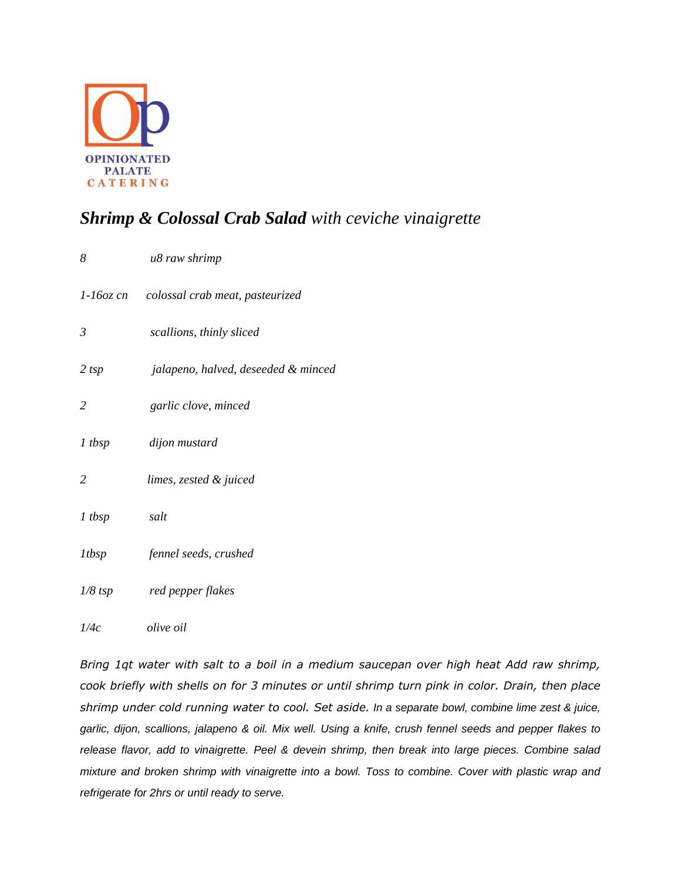OPINIONATED PALATE CATERING

# ***Shrimp & Colossal Crab Salad*** *with ceviche vinaigrette*

| | |
|---|---|
| *8* | *u8 raw shrimp* |
| *1-16oz cn* | *colossal crab meat, pasteurized* |
| *3* | *scallions, thinly sliced* |
| *2 tsp* | *jalapeno, halved, deseeded & minced* |
| *2* | *garlic clove, minced* |
| *1 tbsp* | *dijon mustard* |
| *2* | *limes, zested & juiced* |
| *1 tbsp* | *salt* |
| *1tbsp* | *fennel seeds, crushed* |
| *1/8 tsp* | *red pepper flakes* |
| *1/4c* | *olive oil* |

*Bring 1qt water with salt to a boil in a medium saucepan over high heat Add raw shrimp, cook briefly with shells on for 3 minutes or until shrimp turn pink in color. Drain, then place shrimp under cold running water to cool. Set aside. In a separate bowl, combine lime zest & juice, garlic, dijon, scallions, jalapeno & oil. Mix well. Using a knife, crush fennel seeds and pepper flakes to release flavor, add to vinaigrette. Peel & devein shrimp, then break into large pieces. Combine salad mixture and broken shrimp with vinaigrette into a bowl. Toss to combine. Cover with plastic wrap and refrigerate for 2hrs or until ready to serve.*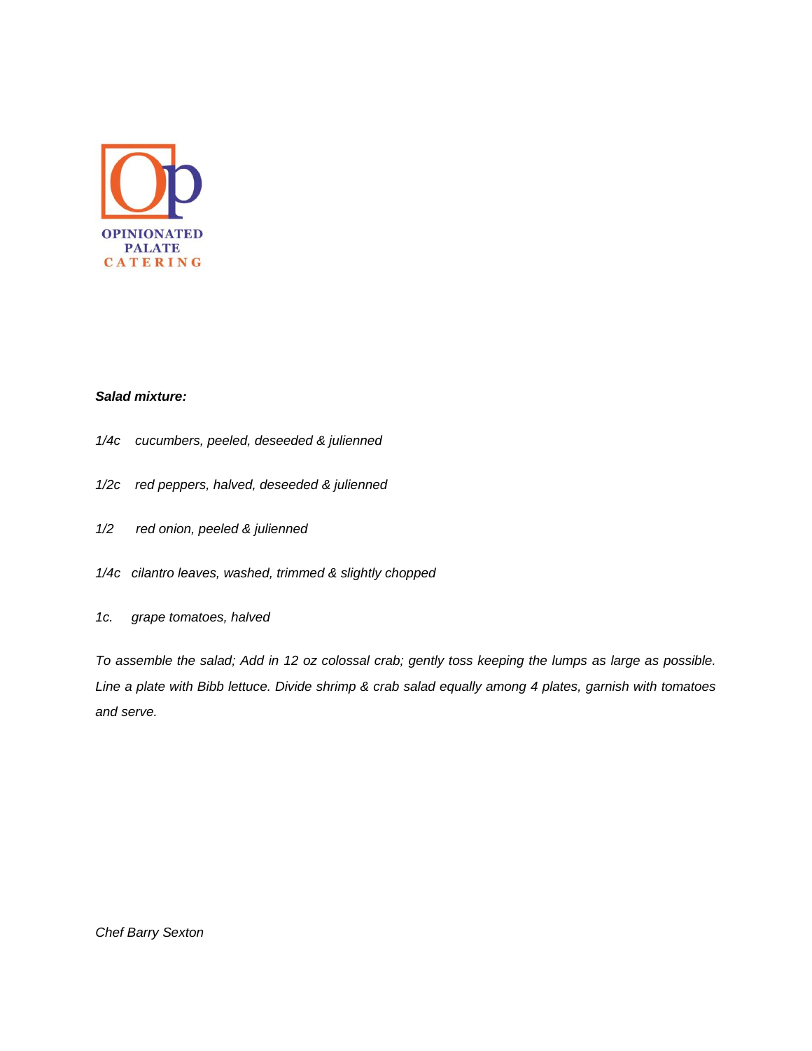OPINIONATED PALATE CATERING

***Salad mixture:***

*1/4c cucumbers, peeled, deseeded & julienned*

*1/2c red peppers, halved, deseeded & julienned*

*1/2 red onion, peeled & julienned*

*1/4c cilantro leaves, washed, trimmed & slightly chopped*

*1c. grape tomatoes, halved*

*To assemble the salad; Add in 12 oz colossal crab; gently toss keeping the lumps as large as possible. Line a plate with Bibb lettuce. Divide shrimp & crab salad equally among 4 plates, garnish with tomatoes and serve.*

*Chef Barry Sexton*